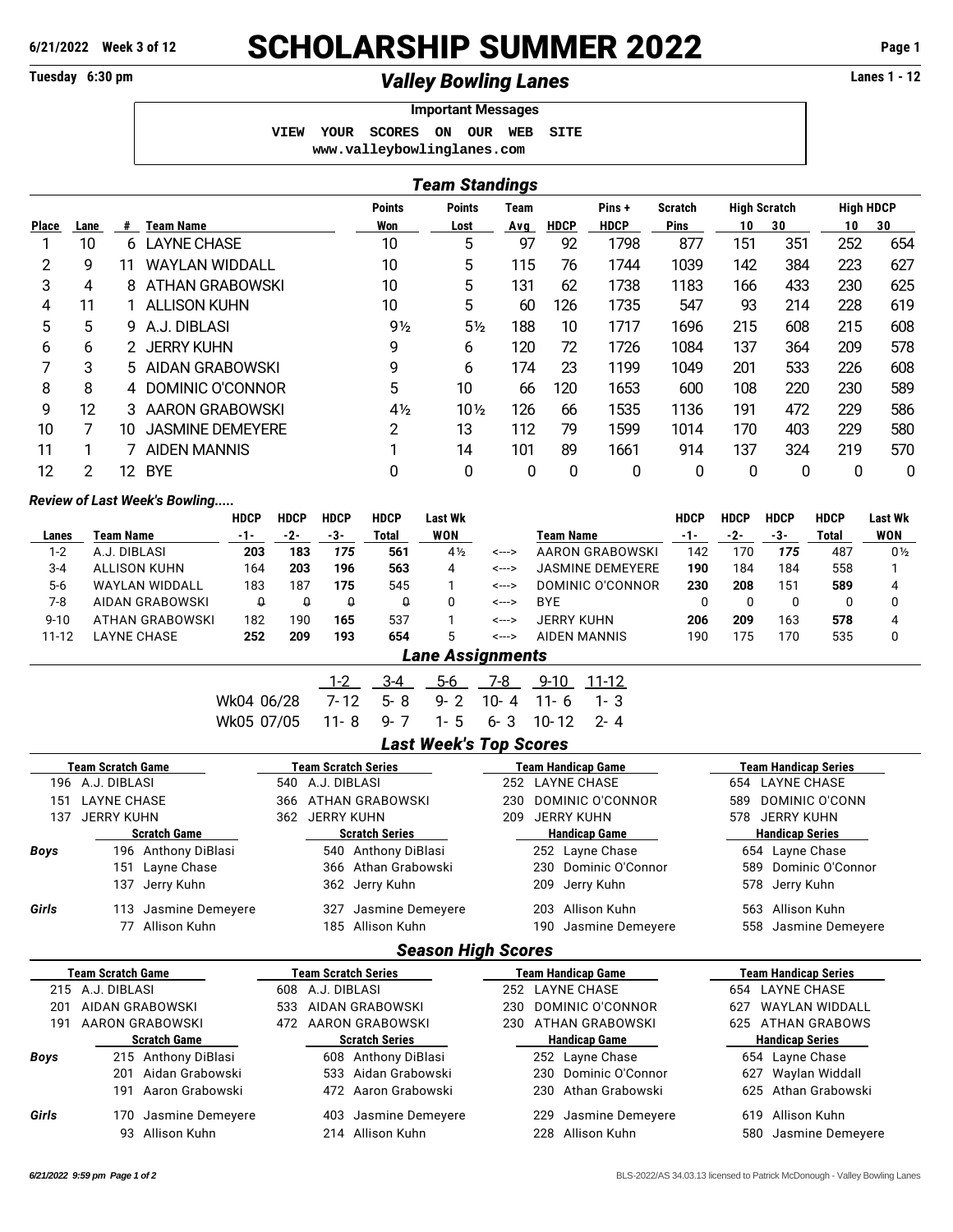# SCHOLARSHIP SUMMER 2022

6/21/2022 Week 3 of 12

Tuesday 6:30 pm

## *Valley Bowling Lanes*

Lanes 1 - 12

**Important Messages**

VIEW YOUR SCORES ON OUR WEB SITE
www.valleybowlinglanes.com

## *Team Standings*

| Place | Lane | # | Team Name | Points Won | Points Lost | Team Avg | HDCP | Pins + HDCP | Scratch Pins | High Scratch 10 | High Scratch 30 | High HDCP 10 | High HDCP 30 |
|---|---|---|---|---|---|---|---|---|---|---|---|---|---|
| 1 | 10 | 6 | LAYNE CHASE | 10 | 5 | 97 | 92 | 1798 | 877 | 151 | 351 | 252 | 654 |
| 2 | 9 | 11 | WAYLAN WIDDALL | 10 | 5 | 115 | 76 | 1744 | 1039 | 142 | 384 | 223 | 627 |
| 3 | 4 | 8 | ATHAN GRABOWSKI | 10 | 5 | 131 | 62 | 1738 | 1183 | 166 | 433 | 230 | 625 |
| 4 | 11 | 1 | ALLISON KUHN | 10 | 5 | 60 | 126 | 1735 | 547 | 93 | 214 | 228 | 619 |
| 5 | 5 | 9 | A.J. DIBLASI | 9½ | 5½ | 188 | 10 | 1717 | 1696 | 215 | 608 | 215 | 608 |
| 6 | 6 | 2 | JERRY KUHN | 9 | 6 | 120 | 72 | 1726 | 1084 | 137 | 364 | 209 | 578 |
| 7 | 3 | 5 | AIDAN GRABOWSKI | 9 | 6 | 174 | 23 | 1199 | 1049 | 201 | 533 | 226 | 608 |
| 8 | 8 | 4 | DOMINIC O'CONNOR | 5 | 10 | 66 | 120 | 1653 | 600 | 108 | 220 | 230 | 589 |
| 9 | 12 | 3 | AARON GRABOWSKI | 4½ | 10½ | 126 | 66 | 1535 | 1136 | 191 | 472 | 229 | 586 |
| 10 | 7 | 10 | JASMINE DEMEYERE | 2 | 13 | 112 | 79 | 1599 | 1014 | 170 | 403 | 229 | 580 |
| 11 | 1 | 7 | AIDEN MANNIS | 1 | 14 | 101 | 89 | 1661 | 914 | 137 | 324 | 219 | 570 |
| 12 | 2 | 12 | BYE | 0 | 0 | 0 | 0 | 0 | 0 | 0 | 0 | 0 | 0 |

*Review of Last Week's Bowling.....*

| Lanes | Team Name | HDCP -1- | HDCP -2- | HDCP -3- | HDCP Total | Last Wk WON | | Team Name | HDCP -1- | HDCP -2- | HDCP -3- | HDCP Total | Last Wk WON |
|---|---|---|---|---|---|---|---|---|---|---|---|---|---|
| 1-2 | A.J. DIBLASI | **203** | **183** | ***175*** | **561** | 4½ | <---> | AARON GRABOWSKI | 142 | 170 | ***175*** | 487 | 0½ |
| 3-4 | ALLISON KUHN | 164 | **203** | **196** | **563** | 4 | <---> | JASMINE DEMEYERE | **190** | 184 | 184 | 558 | 1 |
| 5-6 | WAYLAN WIDDALL | 183 | 187 | **175** | 545 | 1 | <---> | DOMINIC O'CONNOR | **230** | **208** | 151 | **589** | 4 |
| 7-8 | AIDAN GRABOWSKI | 0 | 0 | 0 | 0 | 0 | <---> | BYE | 0 | 0 | 0 | 0 | 0 |
| 9-10 | ATHAN GRABOWSKI | 182 | 190 | **165** | 537 | 1 | <---> | JERRY KUHN | **206** | **209** | 163 | **578** | 4 |
| 11-12 | LAYNE CHASE | **252** | **209** | **193** | **654** | 5 | <---> | AIDEN MANNIS | 190 | 175 | 170 | 535 | 0 |

## *Lane Assignments*

| | 1-2 | 3-4 | 5-6 | 7-8 | 9-10 | 11-12 |
|---|---|---|---|---|---|---|
| Wk04 06/28 | 7-12 | 5-8 | 9-2 | 10-4 | 11-6 | 1-3 |
| Wk05 07/05 | 11-8 | 9-7 | 1-5 | 6-3 | 10-12 | 2-4 |

## *Last Week's Top Scores*

| | Team Scratch Game | Team Scratch Series | Team Handicap Game | Team Handicap Series |
|---|---|---|---|---|
| | 196 A.J. DIBLASI | 540 A.J. DIBLASI | 252 LAYNE CHASE | 654 LAYNE CHASE |
| | 151 LAYNE CHASE | 366 ATHAN GRABOWSKI | 230 DOMINIC O'CONNOR | 589 DOMINIC O'CONN |
| | 137 JERRY KUHN | 362 JERRY KUHN | 209 JERRY KUHN | 578 JERRY KUHN |
| | **Scratch Game** | **Scratch Series** | **Handicap Game** | **Handicap Series** |
| ***Boys*** | 196 Anthony DiBlasi | 540 Anthony DiBlasi | 252 Layne Chase | 654 Layne Chase |
| | 151 Layne Chase | 366 Athan Grabowski | 230 Dominic O'Connor | 589 Dominic O'Connor |
| | 137 Jerry Kuhn | 362 Jerry Kuhn | 209 Jerry Kuhn | 578 Jerry Kuhn |
| ***Girls*** | 113 Jasmine Demeyere | 327 Jasmine Demeyere | 203 Allison Kuhn | 563 Allison Kuhn |
| | 77 Allison Kuhn | 185 Allison Kuhn | 190 Jasmine Demeyere | 558 Jasmine Demeyere |

## *Season High Scores*

| | Team Scratch Game | Team Scratch Series | Team Handicap Game | Team Handicap Series |
|---|---|---|---|---|
| | 215 A.J. DIBLASI | 608 A.J. DIBLASI | 252 LAYNE CHASE | 654 LAYNE CHASE |
| | 201 AIDAN GRABOWSKI | 533 AIDAN GRABOWSKI | 230 DOMINIC O'CONNOR | 627 WAYLAN WIDDALL |
| | 191 AARON GRABOWSKI | 472 AARON GRABOWSKI | 230 ATHAN GRABOWSKI | 625 ATHAN GRABOWS |
| | **Scratch Game** | **Scratch Series** | **Handicap Game** | **Handicap Series** |
| ***Boys*** | 215 Anthony DiBlasi | 608 Anthony DiBlasi | 252 Layne Chase | 654 Layne Chase |
| | 201 Aidan Grabowski | 533 Aidan Grabowski | 230 Dominic O'Connor | 627 Waylan Widdall |
| | 191 Aaron Grabowski | 472 Aaron Grabowski | 230 Athan Grabowski | 625 Athan Grabowski |
| ***Girls*** | 170 Jasmine Demeyere | 403 Jasmine Demeyere | 229 Jasmine Demeyere | 619 Allison Kuhn |
| | 93 Allison Kuhn | 214 Allison Kuhn | 228 Allison Kuhn | 580 Jasmine Demeyere |

*6/21/2022 9:59 pm* BLS-2022/AS 34.03.13 licensed to Patrick McDonough - Valley Bowling Lanes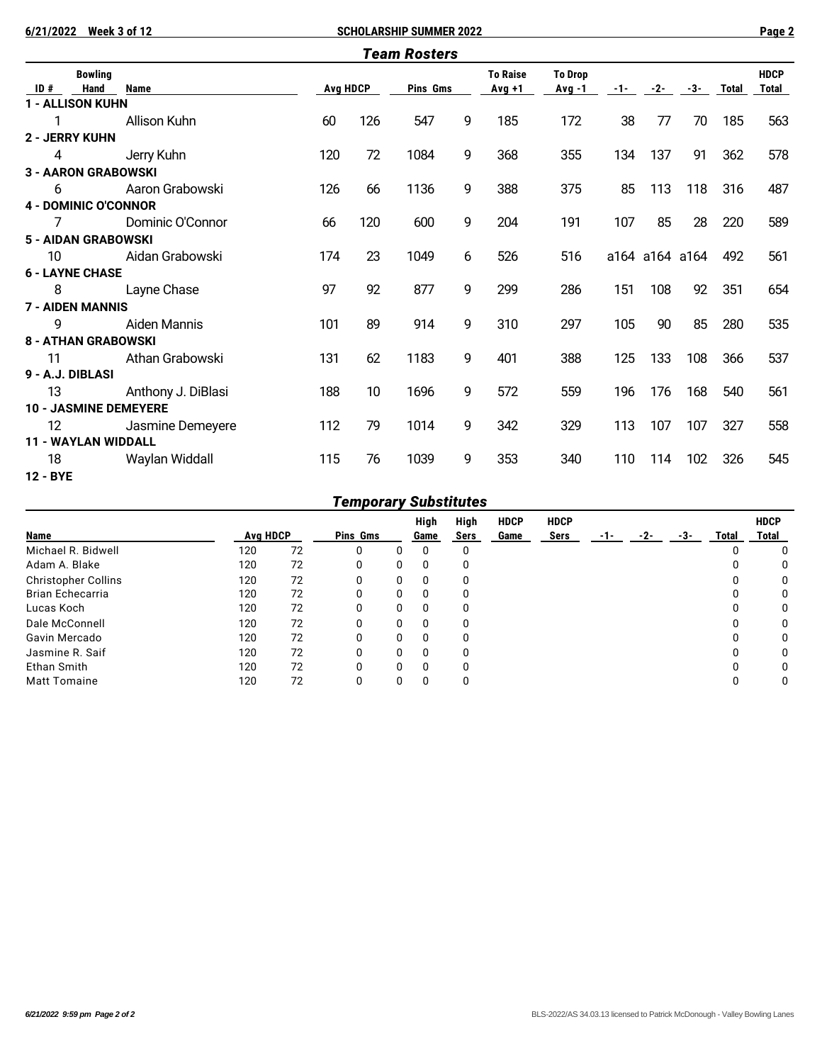## Team Rosters

| ID # | Bowling Hand | Name | Avg | HDCP | Pins | Gms | To Raise Avg +1 | To Drop Avg -1 | -1- | -2- | -3- | Total | HDCP Total |
|---|---|---|---|---|---|---|---|---|---|---|---|---|---|
| **1 - ALLISON KUHN** | | | | | | | | | | | | | |
| 1 | | Allison Kuhn | 60 | 126 | 547 | 9 | 185 | 172 | 38 | 77 | 70 | 185 | 563 |
| **2 - JERRY KUHN** | | | | | | | | | | | | | |
| 4 | | Jerry Kuhn | 120 | 72 | 1084 | 9 | 368 | 355 | 134 | 137 | 91 | 362 | 578 |
| **3 - AARON GRABOWSKI** | | | | | | | | | | | | | |
| 6 | | Aaron Grabowski | 126 | 66 | 1136 | 9 | 388 | 375 | 85 | 113 | 118 | 316 | 487 |
| **4 - DOMINIC O'CONNOR** | | | | | | | | | | | | | |
| 7 | | Dominic O'Connor | 66 | 120 | 600 | 9 | 204 | 191 | 107 | 85 | 28 | 220 | 589 |
| **5 - AIDAN GRABOWSKI** | | | | | | | | | | | | | |
| 10 | | Aidan Grabowski | 174 | 23 | 1049 | 6 | 526 | 516 | a164 | a164 | a164 | 492 | 561 |
| **6 - LAYNE CHASE** | | | | | | | | | | | | | |
| 8 | | Layne Chase | 97 | 92 | 877 | 9 | 299 | 286 | 151 | 108 | 92 | 351 | 654 |
| **7 - AIDEN MANNIS** | | | | | | | | | | | | | |
| 9 | | Aiden Mannis | 101 | 89 | 914 | 9 | 310 | 297 | 105 | 90 | 85 | 280 | 535 |
| **8 - ATHAN GRABOWSKI** | | | | | | | | | | | | | |
| 11 | | Athan Grabowski | 131 | 62 | 1183 | 9 | 401 | 388 | 125 | 133 | 108 | 366 | 537 |
| **9 - A.J. DIBLASI** | | | | | | | | | | | | | |
| 13 | | Anthony J. DiBlasi | 188 | 10 | 1696 | 9 | 572 | 559 | 196 | 176 | 168 | 540 | 561 |
| **10 - JASMINE DEMEYERE** | | | | | | | | | | | | | |
| 12 | | Jasmine Demeyere | 112 | 79 | 1014 | 9 | 342 | 329 | 113 | 107 | 107 | 327 | 558 |
| **11 - WAYLAN WIDDALL** | | | | | | | | | | | | | |
| 18 | | Waylan Widdall | 115 | 76 | 1039 | 9 | 353 | 340 | 110 | 114 | 102 | 326 | 545 |
| **12 - BYE** | | | | | | | | | | | | | |

## Temporary Substitutes

| Name | Avg | HDCP | Pins | Gms | High Game | High Sers | HDCP Game | HDCP Sers | -1- | -2- | -3- | Total | HDCP Total |
|---|---|---|---|---|---|---|---|---|---|---|---|---|---|
| Michael R. Bidwell | 120 | 72 | 0 | 0 | 0 | 0 | | | | | | 0 | 0 |
| Adam A. Blake | 120 | 72 | 0 | 0 | 0 | 0 | | | | | | 0 | 0 |
| Christopher Collins | 120 | 72 | 0 | 0 | 0 | 0 | | | | | | 0 | 0 |
| Brian Echecarria | 120 | 72 | 0 | 0 | 0 | 0 | | | | | | 0 | 0 |
| Lucas Koch | 120 | 72 | 0 | 0 | 0 | 0 | | | | | | 0 | 0 |
| Dale McConnell | 120 | 72 | 0 | 0 | 0 | 0 | | | | | | 0 | 0 |
| Gavin Mercado | 120 | 72 | 0 | 0 | 0 | 0 | | | | | | 0 | 0 |
| Jasmine R. Saif | 120 | 72 | 0 | 0 | 0 | 0 | | | | | | 0 | 0 |
| Ethan Smith | 120 | 72 | 0 | 0 | 0 | 0 | | | | | | 0 | 0 |
| Matt Tomaine | 120 | 72 | 0 | 0 | 0 | 0 | | | | | | 0 | 0 |